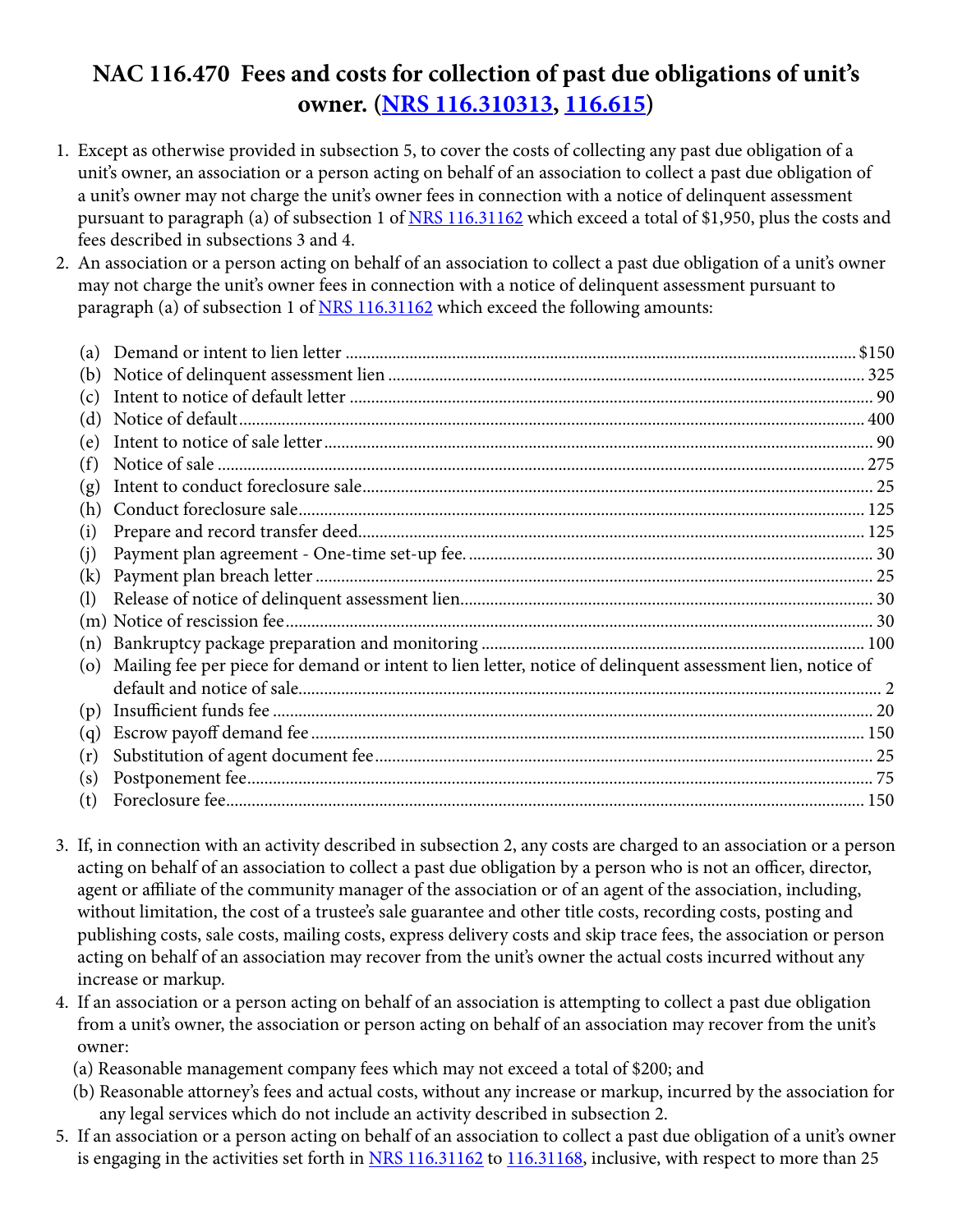# NAC 116.470 Fees and costs for collection of past due obligations of unit's owner. (NRS 116.310313, 116.615)

1. Except as otherwise provided in subsection 5, to cover the costs of collecting any past due obligation of a unit's owner, an association or a person acting on behalf of an association to collect a past due obligation of a unit's owner may not charge the unit's owner fees in connection with a notice of delinquent assessment pursuant to paragraph (a) of subsection 1 of NRS 116.31162 which exceed a total of $1,950, plus the costs and fees described in subsections 3 and 4.
2. An association or a person acting on behalf of an association to collect a past due obligation of a unit's owner may not charge the unit's owner fees in connection with a notice of delinquent assessment pursuant to paragraph (a) of subsection 1 of NRS 116.31162 which exceed the following amounts:

| | | |
|---|---|---|
| (a) | Demand or intent to lien letter | $150 |
| (b) | Notice of delinquent assessment lien | 325 |
| (c) | Intent to notice of default letter | 90 |
| (d) | Notice of default | 400 |
| (e) | Intent to notice of sale letter | 90 |
| (f) | Notice of sale | 275 |
| (g) | Intent to conduct foreclosure sale | 25 |
| (h) | Conduct foreclosure sale | 125 |
| (i) | Prepare and record transfer deed | 125 |
| (j) | Payment plan agreement - One-time set-up fee. | 30 |
| (k) | Payment plan breach letter | 25 |
| (l) | Release of notice of delinquent assessment lien | 30 |
| (m) | Notice of rescission fee | 30 |
| (n) | Bankruptcy package preparation and monitoring | 100 |
| (o) | Mailing fee per piece for demand or intent to lien letter, notice of delinquent assessment lien, notice of default and notice of sale | 2 |
| (p) | Insufficient funds fee | 20 |
| (q) | Escrow payoff demand fee | 150 |
| (r) | Substitution of agent document fee | 25 |
| (s) | Postponement fee | 75 |
| (t) | Foreclosure fee | 150 |

3. If, in connection with an activity described in subsection 2, any costs are charged to an association or a person acting on behalf of an association to collect a past due obligation by a person who is not an officer, director, agent or affiliate of the community manager of the association or of an agent of the association, including, without limitation, the cost of a trustee's sale guarantee and other title costs, recording costs, posting and publishing costs, sale costs, mailing costs, express delivery costs and skip trace fees, the association or person acting on behalf of an association may recover from the unit's owner the actual costs incurred without any increase or markup.
4. If an association or a person acting on behalf of an association is attempting to collect a past due obligation from a unit's owner, the association or person acting on behalf of an association may recover from the unit's owner:
   (a) Reasonable management company fees which may not exceed a total of $200; and
   (b) Reasonable attorney's fees and actual costs, without any increase or markup, incurred by the association for any legal services which do not include an activity described in subsection 2.
5. If an association or a person acting on behalf of an association to collect a past due obligation of a unit's owner is engaging in the activities set forth in NRS 116.31162 to 116.31168, inclusive, with respect to more than 25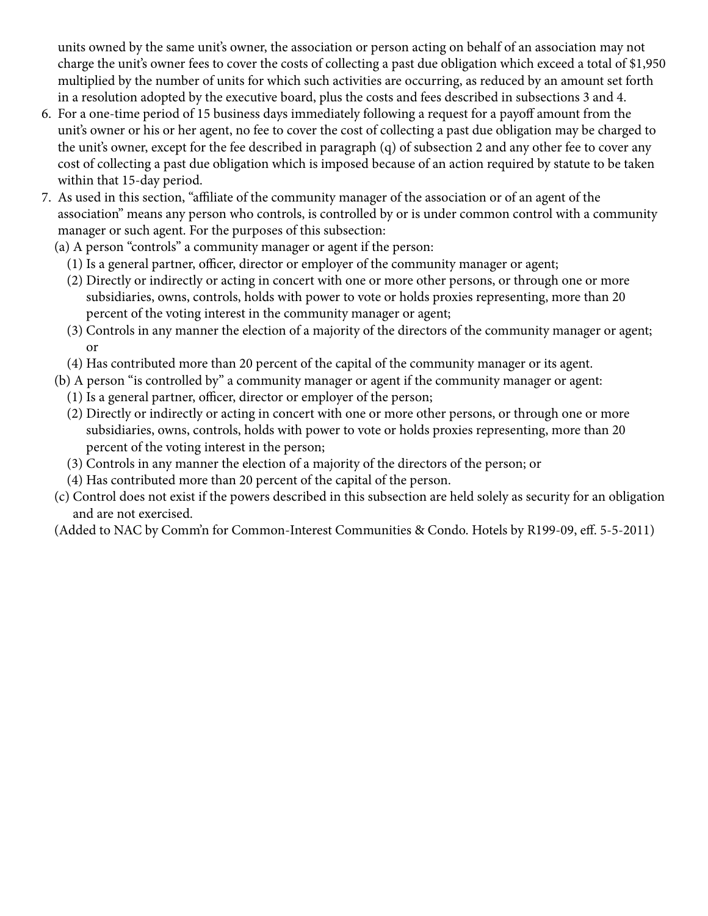units owned by the same unit's owner, the association or person acting on behalf of an association may not charge the unit's owner fees to cover the costs of collecting a past due obligation which exceed a total of $1,950 multiplied by the number of units for which such activities are occurring, as reduced by an amount set forth in a resolution adopted by the executive board, plus the costs and fees described in subsections 3 and 4.

6. For a one-time period of 15 business days immediately following a request for a payoff amount from the unit's owner or his or her agent, no fee to cover the cost of collecting a past due obligation may be charged to the unit's owner, except for the fee described in paragraph (q) of subsection 2 and any other fee to cover any cost of collecting a past due obligation which is imposed because of an action required by statute to be taken within that 15-day period.
7. As used in this section, "affiliate of the community manager of the association or of an agent of the association" means any person who controls, is controlled by or is under common control with a community manager or such agent. For the purposes of this subsection:

   (a) A person "controls" a community manager or agent if the person:

      (1) Is a general partner, officer, director or employer of the community manager or agent;

      (2) Directly or indirectly or acting in concert with one or more other persons, or through one or more subsidiaries, owns, controls, holds with power to vote or holds proxies representing, more than 20 percent of the voting interest in the community manager or agent;

      (3) Controls in any manner the election of a majority of the directors of the community manager or agent; or

      (4) Has contributed more than 20 percent of the capital of the community manager or its agent.

   (b) A person "is controlled by" a community manager or agent if the community manager or agent:

      (1) Is a general partner, officer, director or employer of the person;

      (2) Directly or indirectly or acting in concert with one or more other persons, or through one or more subsidiaries, owns, controls, holds with power to vote or holds proxies representing, more than 20 percent of the voting interest in the person;

      (3) Controls in any manner the election of a majority of the directors of the person; or

      (4) Has contributed more than 20 percent of the capital of the person.

   (c) Control does not exist if the powers described in this subsection are held solely as security for an obligation and are not exercised.

   (Added to NAC by Comm'n for Common-Interest Communities & Condo. Hotels by R199-09, eff. 5-5-2011)